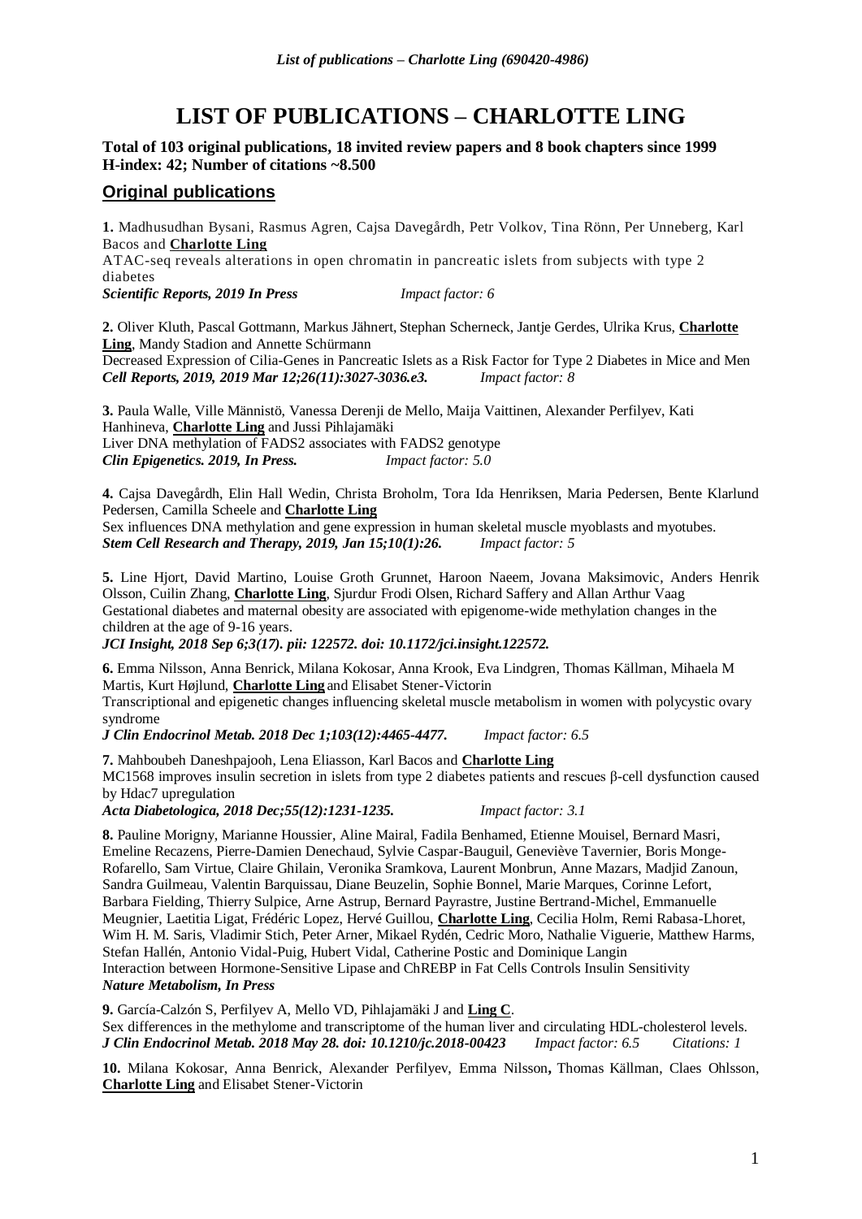# LIST OF PUBLICATIONS – CHARLOTTE LING

**Total of 103 original publications, 18 invited review papers and 8 book chapters since 1999**
**H-index: 42; Number of citations ~8.500**

## Original publications

**1.** Madhusudhan Bysani, Rasmus Agren, Cajsa Davegårdh, Petr Volkov, Tina Rönn, Per Unneberg, Karl Bacos and **Charlotte Ling**
ATAC-seq reveals alterations in open chromatin in pancreatic islets from subjects with type 2 diabetes
***Scientific Reports, 2019 In Press*** *Impact factor: 6*

**2.** Oliver Kluth, Pascal Gottmann, Markus Jähnert, Stephan Scherneck, Jantje Gerdes, Ulrika Krus, **Charlotte Ling**, Mandy Stadion and Annette Schürmann
Decreased Expression of Cilia-Genes in Pancreatic Islets as a Risk Factor for Type 2 Diabetes in Mice and Men
***Cell Reports, 2019, 2019 Mar 12;26(11):3027-3036.e3.*** *Impact factor: 8*

**3.** Paula Walle, Ville Männistö, Vanessa Derenji de Mello, Maija Vaittinen, Alexander Perfilyev, Kati Hanhineva, **Charlotte Ling** and Jussi Pihlajamäki
Liver DNA methylation of FADS2 associates with FADS2 genotype
***Clin Epigenetics. 2019, In Press.*** *Impact factor: 5.0*

**4.** Cajsa Davegårdh, Elin Hall Wedin, Christa Broholm, Tora Ida Henriksen, Maria Pedersen, Bente Klarlund Pedersen, Camilla Scheele and **Charlotte Ling**
Sex influences DNA methylation and gene expression in human skeletal muscle myoblasts and myotubes.
***Stem Cell Research and Therapy, 2019, Jan 15;10(1):26.*** *Impact factor: 5*

**5.** Line Hjort, David Martino, Louise Groth Grunnet, Haroon Naeem, Jovana Maksimovic, Anders Henrik Olsson, Cuilin Zhang, **Charlotte Ling**, Sjurdur Frodi Olsen, Richard Saffery and Allan Arthur Vaag
Gestational diabetes and maternal obesity are associated with epigenome-wide methylation changes in the children at the age of 9-16 years.
***JCI Insight, 2018 Sep 6;3(17). pii: 122572. doi: 10.1172/jci.insight.122572.***

**6.** Emma Nilsson, Anna Benrick, Milana Kokosar, Anna Krook, Eva Lindgren, Thomas Källman, Mihaela M Martis, Kurt Højlund, **Charlotte Ling** and Elisabet Stener-Victorin
Transcriptional and epigenetic changes influencing skeletal muscle metabolism in women with polycystic ovary syndrome
***J Clin Endocrinol Metab. 2018 Dec 1;103(12):4465-4477.*** *Impact factor: 6.5*

**7.** Mahboubeh Daneshpajooh, Lena Eliasson, Karl Bacos and **Charlotte Ling**
MC1568 improves insulin secretion in islets from type 2 diabetes patients and rescues β-cell dysfunction caused by Hdac7 upregulation
***Acta Diabetologica, 2018 Dec;55(12):1231-1235.*** *Impact factor: 3.1*

**8.** Pauline Morigny, Marianne Houssier, Aline Mairal, Fadila Benhamed, Etienne Mouisel, Bernard Masri, Emeline Recazens, Pierre-Damien Denechaud, Sylvie Caspar-Bauguil, Geneviève Tavernier, Boris Monge-Rofarello, Sam Virtue, Claire Ghilain, Veronika Sramkova, Laurent Monbrun, Anne Mazars, Madjid Zanoun, Sandra Guilmeau, Valentin Barquissau, Diane Beuzelin, Sophie Bonnel, Marie Marques, Corinne Lefort, Barbara Fielding, Thierry Sulpice, Arne Astrup, Bernard Payrastre, Justine Bertrand-Michel, Emmanuelle Meugnier, Laetitia Ligat, Frédéric Lopez, Hervé Guillou, **Charlotte Ling**, Cecilia Holm, Remi Rabasa-Lhoret, Wim H. M. Saris, Vladimir Stich, Peter Arner, Mikael Rydén, Cedric Moro, Nathalie Viguerie, Matthew Harms, Stefan Hallén, Antonio Vidal-Puig, Hubert Vidal, Catherine Postic and Dominique Langin
Interaction between Hormone-Sensitive Lipase and ChREBP in Fat Cells Controls Insulin Sensitivity
***Nature Metabolism, In Press***

**9.** García-Calzón S, Perfilyev A, Mello VD, Pihlajamäki J and **Ling C**.
Sex differences in the methylome and transcriptome of the human liver and circulating HDL-cholesterol levels.
***J Clin Endocrinol Metab. 2018 May 28. doi: 10.1210/jc.2018-00423*** *Impact factor: 6.5* *Citations: 1*

**10.** Milana Kokosar, Anna Benrick, Alexander Perfilyev, Emma Nilsson**,** Thomas Källman, Claes Ohlsson, **Charlotte Ling** and Elisabet Stener-Victorin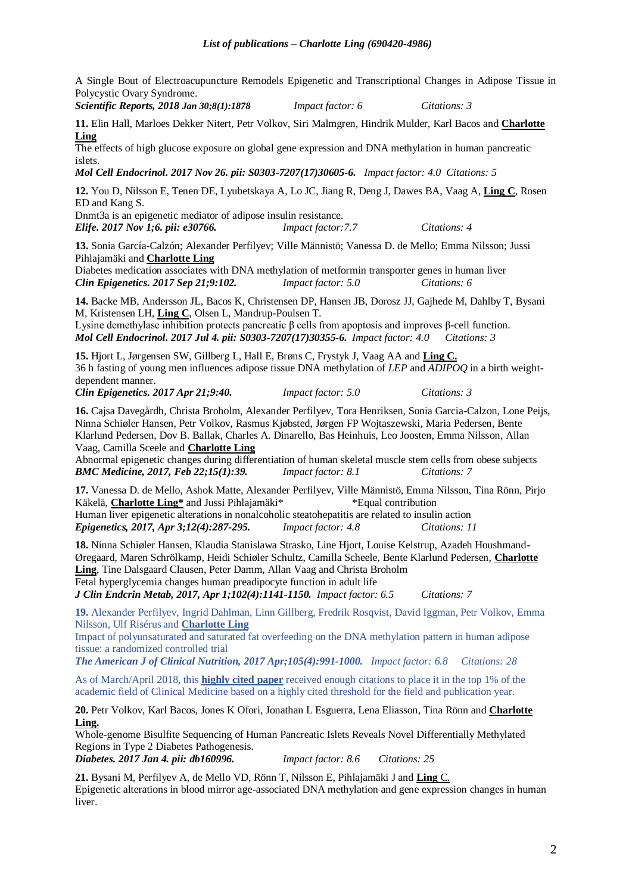A Single Bout of Electroacupuncture Remodels Epigenetic and Transcriptional Changes in Adipose Tissue in Polycystic Ovary Syndrome.
***Scientific Reports, 2018 Jan 30;8(1):1878*** *Impact factor: 6* *Citations: 3*

**11.** Elin Hall, Marloes Dekker Nitert, Petr Volkov, Siri Malmgren, Hindrik Mulder, Karl Bacos and **Charlotte Ling**
The effects of high glucose exposure on global gene expression and DNA methylation in human pancreatic islets.
***Mol Cell Endocrinol. 2017 Nov 26. pii: S0303-7207(17)30605-6.*** *Impact factor: 4.0* *Citations: 5*

**12.** You D, Nilsson E, Tenen DE, Lyubetskaya A, Lo JC, Jiang R, Deng J, Dawes BA, Vaag A, **Ling C**, Rosen ED and Kang S.
Dnmt3a is an epigenetic mediator of adipose insulin resistance.
***Elife. 2017 Nov 1;6. pii: e30766.*** *Impact factor:7.7* *Citations: 4*

**13.** Sonia García-Calzón; Alexander Perfilyev; Ville Männistö; Vanessa D. de Mello; Emma Nilsson; Jussi Pihlajamäki and **Charlotte Ling**
Diabetes medication associates with DNA methylation of metformin transporter genes in human liver
***Clin Epigenetics. 2017 Sep 21;9:102.*** *Impact factor: 5.0* *Citations: 6*

**14.** Backe MB, Andersson JL, Bacos K, Christensen DP, Hansen JB, Dorosz JJ, Gajhede M, Dahlby T, Bysani M, Kristensen LH, **Ling C**, Olsen L, Mandrup-Poulsen T.
Lysine demethylase inhibition protects pancreatic β cells from apoptosis and improves β-cell function.
***Mol Cell Endocrinol. 2017 Jul 4. pii: S0303-7207(17)30355-6.*** *Impact factor: 4.0* *Citations: 3*

**15.** Hjort L, Jørgensen SW, Gillberg L, Hall E, Brøns C, Frystyk J, Vaag AA and **Ling C.**
36 h fasting of young men influences adipose tissue DNA methylation of *LEP* and *ADIPOQ* in a birth weight-dependent manner.
***Clin Epigenetics. 2017 Apr 21;9:40.*** *Impact factor: 5.0* *Citations: 3*

**16.** Cajsa Davegårdh, Christa Broholm, Alexander Perfilyev, Tora Henriksen, Sonia Garcia-Calzon, Lone Peijs, Ninna Schiøler Hansen, Petr Volkov, Rasmus Kjøbsted, Jørgen FP Wojtaszewski, Maria Pedersen, Bente Klarlund Pedersen, Dov B. Ballak, Charles A. Dinarello, Bas Heinhuis, Leo Joosten, Emma Nilsson, Allan Vaag, Camilla Sceele and **Charlotte Ling**
Abnormal epigenetic changes during differentiation of human skeletal muscle stem cells from obese subjects
***BMC Medicine, 2017, Feb 22;15(1):39.*** *Impact factor: 8.1* *Citations: 7*

**17.** Vanessa D. de Mello, Ashok Matte, Alexander Perfilyev, Ville Männistö, Emma Nilsson, Tina Rönn, Pirjo Käkelä, **Charlotte Ling*** and Jussi Pihlajamäki* *Equal contribution
Human liver epigenetic alterations in nonalcoholic steatohepatitis are related to insulin action
***Epigenetics, 2017, Apr 3;12(4):287-295.*** *Impact factor: 4.8* *Citations: 11*

**18.** Ninna Schiøler Hansen, Klaudia Stanislawa Strasko, Line Hjort, Louise Kelstrup, Azadeh Houshmand-Øregaard, Maren Schrölkamp, Heidi Schiøler Schultz, Camilla Scheele, Bente Klarlund Pedersen, **Charlotte Ling**, Tine Dalsgaard Clausen, Peter Damm, Allan Vaag and Christa Broholm
Fetal hyperglycemia changes human preadipocyte function in adult life
***J Clin Endcrin Metab, 2017, Apr 1;102(4):1141-1150.*** *Impact factor: 6.5* *Citations: 7*

**19.** Alexander Perfilyev, Ingrid Dahlman, Linn Gillberg, Fredrik Rosqvist, David Iggman, Petr Volkov, Emma Nilsson, Ulf Risérus and **Charlotte Ling**
Impact of polyunsaturated and saturated fat overfeeding on the DNA methylation pattern in human adipose tissue: a randomized controlled trial
***The American J of Clinical Nutrition, 2017 Apr;105(4):991-1000.*** *Impact factor: 6.8* *Citations: 28*

As of March/April 2018, this **highly cited paper** received enough citations to place it in the top 1% of the academic field of Clinical Medicine based on a highly cited threshold for the field and publication year.

**20.** Petr Volkov, Karl Bacos, Jones K Ofori, Jonathan L Esguerra, Lena Eliasson, Tina Rönn and **Charlotte Ling.**
Whole-genome Bisulfite Sequencing of Human Pancreatic Islets Reveals Novel Differentially Methylated Regions in Type 2 Diabetes Pathogenesis.
***Diabetes. 2017 Jan 4. pii: db160996.*** *Impact factor: 8.6* *Citations: 25*

**21.** Bysani M, Perfilyev A, de Mello VD, Rönn T, Nilsson E, Pihlajamäki J and **Ling C.**
Epigenetic alterations in blood mirror age-associated DNA methylation and gene expression changes in human liver.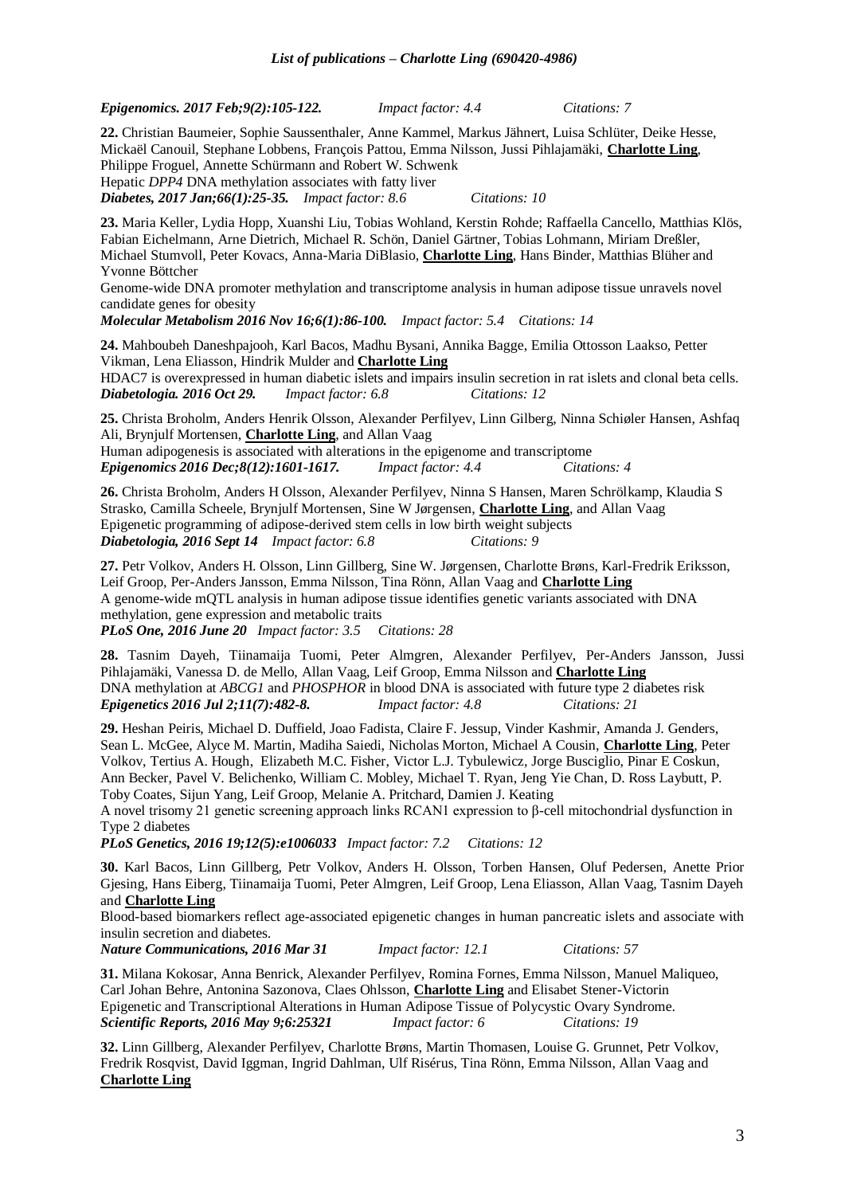*Epigenomics. 2017 Feb;9(2):105-122.* *Impact factor: 4.4* *Citations: 7*

**22.** Christian Baumeier, Sophie Saussenthaler, Anne Kammel, Markus Jähnert, Luisa Schlüter, Deike Hesse, Mickaël Canouil, Stephane Lobbens, François Pattou, Emma Nilsson, Jussi Pihlajamäki, **Charlotte Ling**, Philippe Froguel, Annette Schürmann and Robert W. Schwenk
Hepatic *DPP4* DNA methylation associates with fatty liver
***Diabetes, 2017 Jan;66(1):25-35.*** *Impact factor: 8.6* *Citations: 10*

**23.** Maria Keller, Lydia Hopp, Xuanshi Liu, Tobias Wohland, Kerstin Rohde; Raffaella Cancello, Matthias Klös, Fabian Eichelmann, Arne Dietrich, Michael R. Schön, Daniel Gärtner, Tobias Lohmann, Miriam Dreßler, Michael Stumvoll, Peter Kovacs, Anna-Maria DiBlasio, **Charlotte Ling**, Hans Binder, Matthias Blüher and Yvonne Böttcher
Genome-wide DNA promoter methylation and transcriptome analysis in human adipose tissue unravels novel candidate genes for obesity
***Molecular Metabolism 2016 Nov 16;6(1):86-100.*** *Impact factor: 5.4* *Citations: 14*

**24.** Mahboubeh Daneshpajooh, Karl Bacos, Madhu Bysani, Annika Bagge, Emilia Ottosson Laakso, Petter Vikman, Lena Eliasson, Hindrik Mulder and **Charlotte Ling**
HDAC7 is overexpressed in human diabetic islets and impairs insulin secretion in rat islets and clonal beta cells.
***Diabetologia. 2016 Oct 29.*** *Impact factor: 6.8* *Citations: 12*

**25.** Christa Broholm, Anders Henrik Olsson, Alexander Perfilyev, Linn Gilberg, Ninna Schiøler Hansen, Ashfaq Ali, Brynjulf Mortensen, **Charlotte Ling**, and Allan Vaag
Human adipogenesis is associated with alterations in the epigenome and transcriptome
***Epigenomics 2016 Dec;8(12):1601-1617.*** *Impact factor: 4.4* *Citations: 4*

**26.** Christa Broholm, Anders H Olsson, Alexander Perfilyev, Ninna S Hansen, Maren Schrölkamp, Klaudia S Strasko, Camilla Scheele, Brynjulf Mortensen, Sine W Jørgensen, **Charlotte Ling**, and Allan Vaag
Epigenetic programming of adipose-derived stem cells in low birth weight subjects
***Diabetologia, 2016 Sept 14*** *Impact factor: 6.8* *Citations: 9*

**27.** Petr Volkov, Anders H. Olsson, Linn Gillberg, Sine W. Jørgensen, Charlotte Brøns, Karl-Fredrik Eriksson, Leif Groop, Per-Anders Jansson, Emma Nilsson, Tina Rönn, Allan Vaag and **Charlotte Ling**
A genome-wide mQTL analysis in human adipose tissue identifies genetic variants associated with DNA methylation, gene expression and metabolic traits
***PLoS One, 2016 June 20*** *Impact factor: 3.5* *Citations: 28*

**28.** Tasnim Dayeh, Tiinamaija Tuomi, Peter Almgren, Alexander Perfilyev, Per-Anders Jansson, Jussi Pihlajamäki, Vanessa D. de Mello, Allan Vaag, Leif Groop, Emma Nilsson and **Charlotte Ling**
DNA methylation at *ABCG1* and *PHOSPHOR* in blood DNA is associated with future type 2 diabetes risk
***Epigenetics 2016 Jul 2;11(7):482-8.*** *Impact factor: 4.8* *Citations: 21*

**29.** Heshan Peiris, Michael D. Duffield, Joao Fadista, Claire F. Jessup, Vinder Kashmir, Amanda J. Genders, Sean L. McGee, Alyce M. Martin, Madiha Saiedi, Nicholas Morton, Michael A Cousin, **Charlotte Ling**, Peter Volkov, Tertius A. Hough, Elizabeth M.C. Fisher, Victor L.J. Tybulewicz, Jorge Busciglio, Pinar E Coskun, Ann Becker, Pavel V. Belichenko, William C. Mobley, Michael T. Ryan, Jeng Yie Chan, D. Ross Laybutt, P. Toby Coates, Sijun Yang, Leif Groop, Melanie A. Pritchard, Damien J. Keating
A novel trisomy 21 genetic screening approach links RCAN1 expression to β-cell mitochondrial dysfunction in Type 2 diabetes
***PLoS Genetics, 2016 19;12(5):e1006033*** *Impact factor: 7.2* *Citations: 12*

**30.** Karl Bacos, Linn Gillberg, Petr Volkov, Anders H. Olsson, Torben Hansen, Oluf Pedersen, Anette Prior Gjesing, Hans Eiberg, Tiinamaija Tuomi, Peter Almgren, Leif Groop, Lena Eliasson, Allan Vaag, Tasnim Dayeh and **Charlotte Ling**
Blood-based biomarkers reflect age-associated epigenetic changes in human pancreatic islets and associate with insulin secretion and diabetes.
***Nature Communications, 2016 Mar 31*** *Impact factor: 12.1* *Citations: 57*

**31.** Milana Kokosar, Anna Benrick, Alexander Perfilyev, Romina Fornes, Emma Nilsson, Manuel Maliqueo, Carl Johan Behre, Antonina Sazonova, Claes Ohlsson, **Charlotte Ling** and Elisabet Stener-Victorin
Epigenetic and Transcriptional Alterations in Human Adipose Tissue of Polycystic Ovary Syndrome.
***Scientific Reports, 2016 May 9;6:25321*** *Impact factor: 6* *Citations: 19*

**32.** Linn Gillberg, Alexander Perfilyev, Charlotte Brøns, Martin Thomasen, Louise G. Grunnet, Petr Volkov, Fredrik Rosqvist, David Iggman, Ingrid Dahlman, Ulf Risérus, Tina Rönn, Emma Nilsson, Allan Vaag and **Charlotte Ling**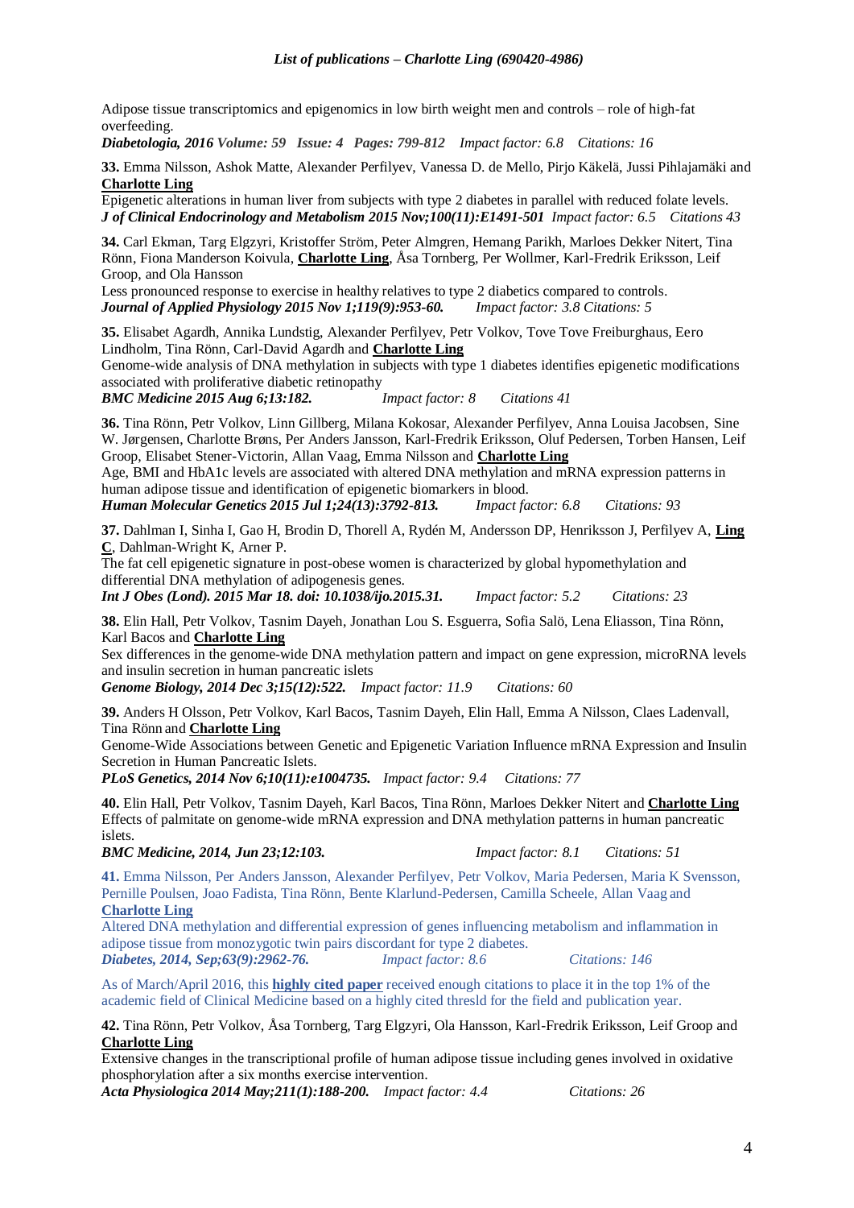Adipose tissue transcriptomics and epigenomics in low birth weight men and controls – role of high-fat overfeeding.
***Diabetologia, 2016** Volume: 59 Issue: 4 Pages: 799-812 Impact factor: 6.8 Citations: 16*

**33.** Emma Nilsson, Ashok Matte, Alexander Perfilyev, Vanessa D. de Mello, Pirjo Käkelä, Jussi Pihlajamäki and **Charlotte Ling**
Epigenetic alterations in human liver from subjects with type 2 diabetes in parallel with reduced folate levels.
***J of Clinical Endocrinology and Metabolism 2015 Nov;100(11):E1491-501** Impact factor: 6.5 Citations 43*

**34.** Carl Ekman, Targ Elgzyri, Kristoffer Ström, Peter Almgren, Hemang Parikh, Marloes Dekker Nitert, Tina Rönn, Fiona Manderson Koivula, **Charlotte Ling**, Åsa Tornberg, Per Wollmer, Karl-Fredrik Eriksson, Leif Groop, and Ola Hansson
Less pronounced response to exercise in healthy relatives to type 2 diabetics compared to controls.
***Journal of Applied Physiology 2015 Nov 1;119(9):953-60.** Impact factor: 3.8 Citations: 5*

**35.** Elisabet Agardh, Annika Lundstig, Alexander Perfilyev, Petr Volkov, Tove Tove Freiburghaus, Eero Lindholm, Tina Rönn, Carl-David Agardh and **Charlotte Ling**
Genome-wide analysis of DNA methylation in subjects with type 1 diabetes identifies epigenetic modifications associated with proliferative diabetic retinopathy
***BMC Medicine 2015 Aug 6;13:182.** Impact factor: 8 Citations 41*

**36.** Tina Rönn, Petr Volkov, Linn Gillberg, Milana Kokosar, Alexander Perfilyev, Anna Louisa Jacobsen, Sine W. Jørgensen, Charlotte Brøns, Per Anders Jansson, Karl-Fredrik Eriksson, Oluf Pedersen, Torben Hansen, Leif Groop, Elisabet Stener-Victorin, Allan Vaag, Emma Nilsson and **Charlotte Ling**
Age, BMI and HbA1c levels are associated with altered DNA methylation and mRNA expression patterns in human adipose tissue and identification of epigenetic biomarkers in blood.
***Human Molecular Genetics 2015 Jul 1;24(13):3792-813.** Impact factor: 6.8 Citations: 93*

**37.** Dahlman I, Sinha I, Gao H, Brodin D, Thorell A, Rydén M, Andersson DP, Henriksson J, Perfilyev A, **Ling C**, Dahlman-Wright K, Arner P.
The fat cell epigenetic signature in post-obese women is characterized by global hypomethylation and differential DNA methylation of adipogenesis genes.
***Int J Obes (Lond). 2015 Mar 18. doi: 10.1038/ijo.2015.31.** Impact factor: 5.2 Citations: 23*

**38.** Elin Hall, Petr Volkov, Tasnim Dayeh, Jonathan Lou S. Esguerra, Sofia Salö, Lena Eliasson, Tina Rönn, Karl Bacos and **Charlotte Ling**
Sex differences in the genome-wide DNA methylation pattern and impact on gene expression, microRNA levels and insulin secretion in human pancreatic islets
***Genome Biology, 2014 Dec 3;15(12):522.** Impact factor: 11.9 Citations: 60*

**39.** Anders H Olsson, Petr Volkov, Karl Bacos, Tasnim Dayeh, Elin Hall, Emma A Nilsson, Claes Ladenvall, Tina Rönn and **Charlotte Ling**
Genome-Wide Associations between Genetic and Epigenetic Variation Influence mRNA Expression and Insulin Secretion in Human Pancreatic Islets.
***PLoS Genetics, 2014 Nov 6;10(11):e1004735.** Impact factor: 9.4 Citations: 77*

**40.** Elin Hall, Petr Volkov, Tasnim Dayeh, Karl Bacos, Tina Rönn, Marloes Dekker Nitert and **Charlotte Ling**
Effects of palmitate on genome-wide mRNA expression and DNA methylation patterns in human pancreatic islets.
***BMC Medicine, 2014, Jun 23;12:103.** Impact factor: 8.1 Citations: 51*

**41.** Emma Nilsson, Per Anders Jansson, Alexander Perfilyev, Petr Volkov, Maria Pedersen, Maria K Svensson, Pernille Poulsen, Joao Fadista, Tina Rönn, Bente Klarlund-Pedersen, Camilla Scheele, Allan Vaag and **Charlotte Ling**
Altered DNA methylation and differential expression of genes influencing metabolism and inflammation in adipose tissue from monozygotic twin pairs discordant for type 2 diabetes.
***Diabetes, 2014, Sep;63(9):2962-76.** Impact factor: 8.6 Citations: 146*

As of March/April 2016, this **highly cited paper** received enough citations to place it in the top 1% of the academic field of Clinical Medicine based on a highly cited thresld for the field and publication year.

**42.** Tina Rönn, Petr Volkov, Åsa Tornberg, Targ Elgzyri, Ola Hansson, Karl-Fredrik Eriksson, Leif Groop and **Charlotte Ling**
Extensive changes in the transcriptional profile of human adipose tissue including genes involved in oxidative phosphorylation after a six months exercise intervention.
***Acta Physiologica 2014 May;211(1):188-200.** Impact factor: 4.4 Citations: 26*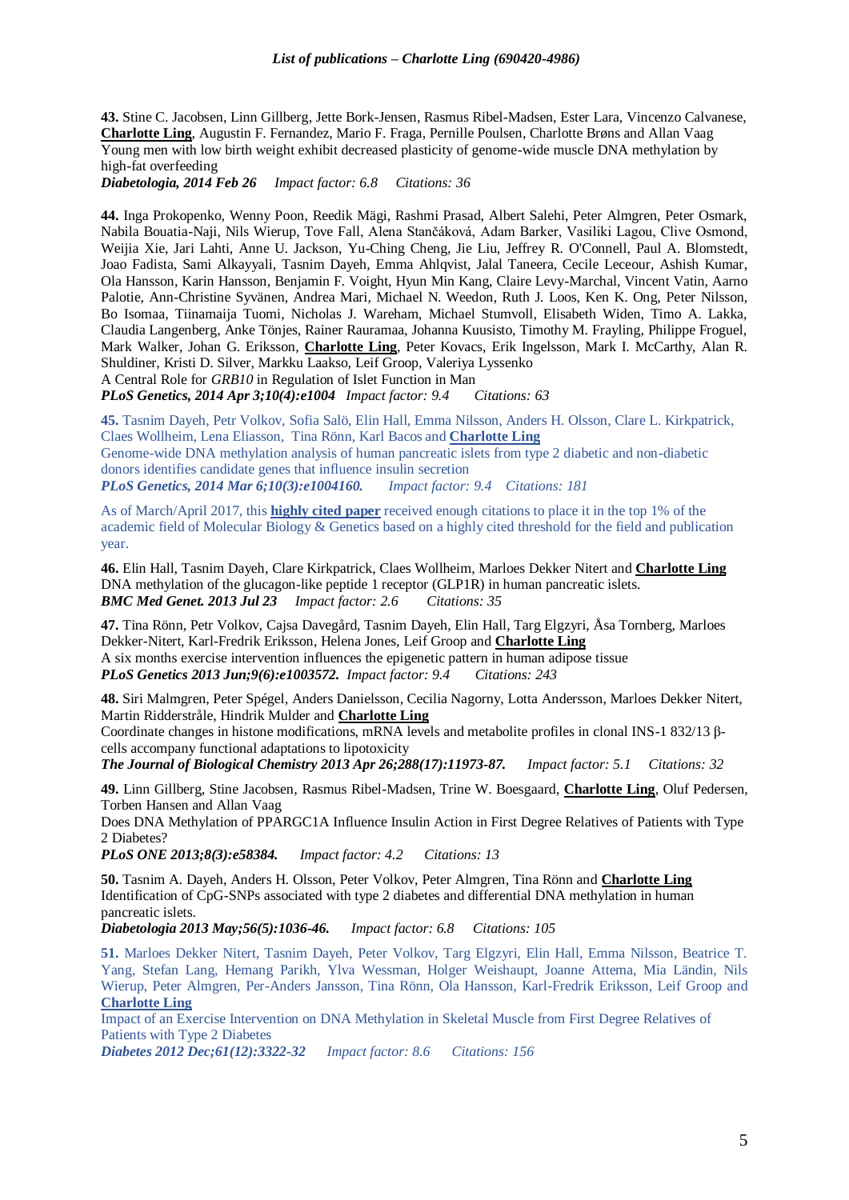**43.** Stine C. Jacobsen, Linn Gillberg, Jette Bork-Jensen, Rasmus Ribel-Madsen, Ester Lara, Vincenzo Calvanese, **Charlotte Ling**, Augustin F. Fernandez, Mario F. Fraga, Pernille Poulsen, Charlotte Brøns and Allan Vaag
Young men with low birth weight exhibit decreased plasticity of genome-wide muscle DNA methylation by high-fat overfeeding
***Diabetologia, 2014 Feb 26*** *Impact factor: 6.8 Citations: 36*

**44.** Inga Prokopenko, Wenny Poon, Reedik Mägi, Rashmi Prasad, Albert Salehi, Peter Almgren, Peter Osmark, Nabila Bouatia-Naji, Nils Wierup, Tove Fall, Alena Stančáková, Adam Barker, Vasiliki Lagou, Clive Osmond, Weijia Xie, Jari Lahti, Anne U. Jackson, Yu-Ching Cheng, Jie Liu, Jeffrey R. O'Connell, Paul A. Blomstedt, Joao Fadista, Sami Alkayyali, Tasnim Dayeh, Emma Ahlqvist, Jalal Taneera, Cecile Leceour, Ashish Kumar, Ola Hansson, Karin Hansson, Benjamin F. Voight, Hyun Min Kang, Claire Levy-Marchal, Vincent Vatin, Aarno Palotie, Ann-Christine Syvänen, Andrea Mari, Michael N. Weedon, Ruth J. Loos, Ken K. Ong, Peter Nilsson, Bo Isomaa, Tiinamaija Tuomi, Nicholas J. Wareham, Michael Stumvoll, Elisabeth Widen, Timo A. Lakka, Claudia Langenberg, Anke Tönjes, Rainer Rauramaa, Johanna Kuusisto, Timothy M. Frayling, Philippe Froguel, Mark Walker, Johan G. Eriksson, **Charlotte Ling**, Peter Kovacs, Erik Ingelsson, Mark I. McCarthy, Alan R. Shuldiner, Kristi D. Silver, Markku Laakso, Leif Groop, Valeriya Lyssenko
A Central Role for *GRB10* in Regulation of Islet Function in Man
***PLoS Genetics, 2014 Apr 3;10(4):e1004*** *Impact factor: 9.4 Citations: 63*

**45.** Tasnim Dayeh, Petr Volkov, Sofia Salö, Elin Hall, Emma Nilsson, Anders H. Olsson, Clare L. Kirkpatrick, Claes Wollheim, Lena Eliasson, Tina Rönn, Karl Bacos and **Charlotte Ling**
Genome-wide DNA methylation analysis of human pancreatic islets from type 2 diabetic and non-diabetic donors identifies candidate genes that influence insulin secretion
***PLoS Genetics, 2014 Mar 6;10(3):e1004160.*** *Impact factor: 9.4 Citations: 181*

As of March/April 2017, this **highly cited paper** received enough citations to place it in the top 1% of the academic field of Molecular Biology & Genetics based on a highly cited threshold for the field and publication year.

**46.** Elin Hall, Tasnim Dayeh, Clare Kirkpatrick, Claes Wollheim, Marloes Dekker Nitert and **Charlotte Ling**
DNA methylation of the glucagon-like peptide 1 receptor (GLP1R) in human pancreatic islets.
***BMC Med Genet. 2013 Jul 23*** *Impact factor: 2.6 Citations: 35*

**47.** Tina Rönn, Petr Volkov, Cajsa Davegårdh, Tasnim Dayeh, Elin Hall, Targ Elgzyri, Åsa Tornberg, Marloes Dekker-Nitert, Karl-Fredrik Eriksson, Helena Jones, Leif Groop and **Charlotte Ling**
A six months exercise intervention influences the epigenetic pattern in human adipose tissue
***PLoS Genetics 2013 Jun;9(6):e1003572.*** *Impact factor: 9.4 Citations: 243*

**48.** Siri Malmgren, Peter Spégel, Anders Danielsson, Cecilia Nagorny, Lotta Andersson, Marloes Dekker Nitert, Martin Ridderstråle, Hindrik Mulder and **Charlotte Ling**
Coordinate changes in histone modifications, mRNA levels and metabolite profiles in clonal INS-1 832/13 β-cells accompany functional adaptations to lipotoxicity
***The Journal of Biological Chemistry 2013 Apr 26;288(17):11973-87.*** *Impact factor: 5.1 Citations: 32*

**49.** Linn Gillberg, Stine Jacobsen, Rasmus Ribel-Madsen, Trine W. Boesgaard, **Charlotte Ling**, Oluf Pedersen, Torben Hansen and Allan Vaag
Does DNA Methylation of PPARGC1A Influence Insulin Action in First Degree Relatives of Patients with Type 2 Diabetes?
***PLoS ONE 2013;8(3):e58384.*** *Impact factor: 4.2 Citations: 13*

**50.** Tasnim A. Dayeh, Anders H. Olsson, Peter Volkov, Peter Almgren, Tina Rönn and **Charlotte Ling**
Identification of CpG-SNPs associated with type 2 diabetes and differential DNA methylation in human pancreatic islets.
***Diabetologia 2013 May;56(5):1036-46.*** *Impact factor: 6.8 Citations: 105*

**51.** Marloes Dekker Nitert, Tasnim Dayeh, Peter Volkov, Targ Elgzyri, Elin Hall, Emma Nilsson, Beatrice T. Yang, Stefan Lang, Hemang Parikh, Ylva Wessman, Holger Weishaupt, Joanne Attema, Mia Ländin, Nils Wierup, Peter Almgren, Per-Anders Jansson, Tina Rönn, Ola Hansson, Karl-Fredrik Eriksson, Leif Groop and **Charlotte Ling**
Impact of an Exercise Intervention on DNA Methylation in Skeletal Muscle from First Degree Relatives of Patients with Type 2 Diabetes
***Diabetes 2012 Dec;61(12):3322-32*** *Impact factor: 8.6 Citations: 156*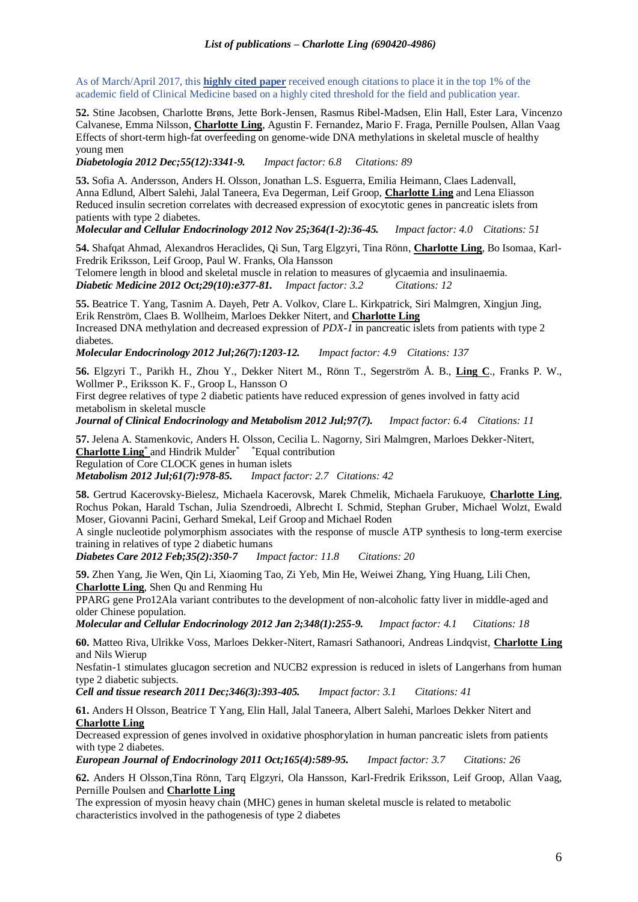As of March/April 2017, this **highly cited paper** received enough citations to place it in the top 1% of the academic field of Clinical Medicine based on a highly cited threshold for the field and publication year.

**52.** Stine Jacobsen, Charlotte Brøns, Jette Bork-Jensen, Rasmus Ribel-Madsen, Elin Hall, Ester Lara, Vincenzo Calvanese, Emma Nilsson, **Charlotte Ling**, Agustin F. Fernandez, Mario F. Fraga, Pernille Poulsen, Allan Vaag
Effects of short-term high-fat overfeeding on genome-wide DNA methylations in skeletal muscle of healthy young men
***Diabetologia 2012 Dec;55(12):3341-9.*** *Impact factor: 6.8 Citations: 89*

**53.** Sofia A. Andersson, Anders H. Olsson, Jonathan L.S. Esguerra, Emilia Heimann, Claes Ladenvall, Anna Edlund, Albert Salehi, Jalal Taneera, Eva Degerman, Leif Groop, **Charlotte Ling** and Lena Eliasson
Reduced insulin secretion correlates with decreased expression of exocytotic genes in pancreatic islets from patients with type 2 diabetes.
***Molecular and Cellular Endocrinology 2012 Nov 25;364(1-2):36-45.*** *Impact factor: 4.0 Citations: 51*

**54.** Shafqat Ahmad, Alexandros Heraclides, Qi Sun, Targ Elgzyri, Tina Rönn, **Charlotte Ling**, Bo Isomaa, Karl-Fredrik Eriksson, Leif Groop, Paul W. Franks, Ola Hansson
Telomere length in blood and skeletal muscle in relation to measures of glycaemia and insulinaemia.
***Diabetic Medicine 2012 Oct;29(10):e377-81.*** *Impact factor: 3.2 Citations: 12*

**55.** Beatrice T. Yang, Tasnim A. Dayeh, Petr A. Volkov, Clare L. Kirkpatrick, Siri Malmgren, Xingjun Jing, Erik Renström, Claes B. Wollheim, Marloes Dekker Nitert, and **Charlotte Ling**
Increased DNA methylation and decreased expression of *PDX-1* in pancreatic islets from patients with type 2 diabetes.
***Molecular Endocrinology 2012 Jul;26(7):1203-12.*** *Impact factor: 4.9 Citations: 137*

**56.** Elgzyri T., Parikh H., Zhou Y., Dekker Nitert M., Rönn T., Segerström Å. B., **Ling C**., Franks P. W., Wollmer P., Eriksson K. F., Groop L, Hansson O
First degree relatives of type 2 diabetic patients have reduced expression of genes involved in fatty acid metabolism in skeletal muscle
***Journal of Clinical Endocrinology and Metabolism 2012 Jul;97(7).*** *Impact factor: 6.4 Citations: 11*

**57.** Jelena A. Stamenkovic, Anders H. Olsson, Cecilia L. Nagorny, Siri Malmgren, Marloes Dekker-Nitert, **Charlotte Ling**\* and Hindrik Mulder\* \*Equal contribution
Regulation of Core CLOCK genes in human islets
***Metabolism 2012 Jul;61(7):978-85.*** *Impact factor: 2.7 Citations: 42*

**58.** Gertrud Kacerovsky-Bielesz, Michaela Kacerovsk, Marek Chmelik, Michaela Farukuoye, **Charlotte Ling**, Rochus Pokan, Harald Tschan, Julia Szendroedi, Albrecht I. Schmid, Stephan Gruber, Michael Wolzt, Ewald Moser, Giovanni Pacini, Gerhard Smekal, Leif Groop and Michael Roden
A single nucleotide polymorphism associates with the response of muscle ATP synthesis to long-term exercise training in relatives of type 2 diabetic humans
***Diabetes Care 2012 Feb;35(2):350-7*** *Impact factor: 11.8 Citations: 20*

**59.** Zhen Yang, Jie Wen, Qin Li, Xiaoming Tao, Zi Yeb, Min He, Weiwei Zhang, Ying Huang, Lili Chen, **Charlotte Ling**, Shen Qu and Renming Hu
PPARG gene Pro12Ala variant contributes to the development of non-alcoholic fatty liver in middle-aged and older Chinese population.
***Molecular and Cellular Endocrinology 2012 Jan 2;348(1):255-9.*** *Impact factor: 4.1 Citations: 18*

**60.** Matteo Riva, Ulrikke Voss, Marloes Dekker-Nitert, Ramasri Sathanoori, Andreas Lindqvist, **Charlotte Ling** and Nils Wierup
Nesfatin-1 stimulates glucagon secretion and NUCB2 expression is reduced in islets of Langerhans from human type 2 diabetic subjects.
***Cell and tissue research 2011 Dec;346(3):393-405.*** *Impact factor: 3.1 Citations: 41*

**61.** Anders H Olsson, Beatrice T Yang, Elin Hall, Jalal Taneera, Albert Salehi, Marloes Dekker Nitert and **Charlotte Ling**
Decreased expression of genes involved in oxidative phosphorylation in human pancreatic islets from patients with type 2 diabetes.
***European Journal of Endocrinology 2011 Oct;165(4):589-95.*** *Impact factor: 3.7 Citations: 26*

**62.** Anders H Olsson,Tina Rönn, Tarq Elgzyri, Ola Hansson, Karl-Fredrik Eriksson, Leif Groop, Allan Vaag, Pernille Poulsen and **Charlotte Ling**
The expression of myosin heavy chain (MHC) genes in human skeletal muscle is related to metabolic characteristics involved in the pathogenesis of type 2 diabetes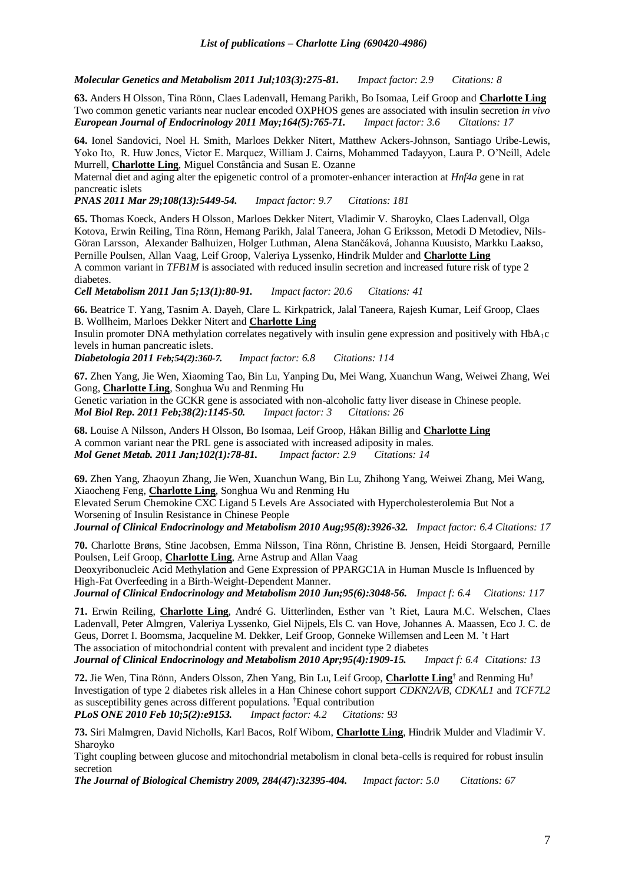*Molecular Genetics and Metabolism 2011 Jul;103(3):275-81.*     *Impact factor: 2.9*     *Citations: 8*

**63.** Anders H Olsson, Tina Rönn, Claes Ladenvall, Hemang Parikh, Bo Isomaa, Leif Groop and **Charlotte Ling**
Two common genetic variants near nuclear encoded OXPHOS genes are associated with insulin secretion *in vivo*
***European Journal of Endocrinology 2011 May;164(5):765-71.***     *Impact factor: 3.6*     *Citations: 17*

**64.** Ionel Sandovici, Noel H. Smith, Marloes Dekker Nitert, Matthew Ackers-Johnson, Santiago Uribe-Lewis, Yoko Ito, R. Huw Jones, Victor E. Marquez, William J. Cairns, Mohammed Tadayyon, Laura P. O'Neill, Adele Murrell, **Charlotte Ling**, Miguel Constância and Susan E. Ozanne
Maternal diet and aging alter the epigenetic control of a promoter-enhancer interaction at *Hnf4a* gene in rat pancreatic islets
***PNAS 2011 Mar 29;108(13):5449-54.***     *Impact factor: 9.7*     *Citations: 181*

**65.** Thomas Koeck, Anders H Olsson, Marloes Dekker Nitert, Vladimir V. Sharoyko, Claes Ladenvall, Olga Kotova, Erwin Reiling, Tina Rönn, Hemang Parikh, Jalal Taneera, Johan G Eriksson, Metodi D Metodiev, Nils-Göran Larsson, Alexander Balhuizen, Holger Luthman, Alena Stančáková, Johanna Kuusisto, Markku Laakso, Pernille Poulsen, Allan Vaag, Leif Groop, Valeriya Lyssenko, Hindrik Mulder and **Charlotte Ling**
A common variant in *TFB1M* is associated with reduced insulin secretion and increased future risk of type 2 diabetes.
***Cell Metabolism 2011 Jan 5;13(1):80-91.***     *Impact factor: 20.6*     *Citations: 41*

**66.** Beatrice T. Yang, Tasnim A. Dayeh, Clare L. Kirkpatrick, Jalal Taneera, Rajesh Kumar, Leif Groop, Claes B. Wollheim, Marloes Dekker Nitert and **Charlotte Ling**
Insulin promoter DNA methylation correlates negatively with insulin gene expression and positively with $HbA_1c$ levels in human pancreatic islets.
***Diabetologia 2011 Feb;54(2):360-7.***     *Impact factor: 6.8*     *Citations: 114*

**67.** Zhen Yang, Jie Wen, Xiaoming Tao, Bin Lu, Yanping Du, Mei Wang, Xuanchun Wang, Weiwei Zhang, Wei Gong, **Charlotte Ling**, Songhua Wu and Renming Hu
Genetic variation in the GCKR gene is associated with non-alcoholic fatty liver disease in Chinese people.
***Mol Biol Rep. 2011 Feb;38(2):1145-50.***     *Impact factor: 3*     *Citations: 26*

**68.** Louise A Nilsson, Anders H Olsson, Bo Isomaa, Leif Groop, Håkan Billig and **Charlotte Ling**
A common variant near the PRL gene is associated with increased adiposity in males.
***Mol Genet Metab. 2011 Jan;102(1):78-81.***     *Impact factor: 2.9*     *Citations: 14*

**69.** Zhen Yang, Zhaoyun Zhang, Jie Wen, Xuanchun Wang, Bin Lu, Zhihong Yang, Weiwei Zhang, Mei Wang, Xiaocheng Feng, **Charlotte Ling**, Songhua Wu and Renming Hu
Elevated Serum Chemokine CXC Ligand 5 Levels Are Associated with Hypercholesterolemia But Not a Worsening of Insulin Resistance in Chinese People
***Journal of Clinical Endocrinology and Metabolism 2010 Aug;95(8):3926-32.***     *Impact factor: 6.4 Citations: 17*

**70.** Charlotte Brøns, Stine Jacobsen, Emma Nilsson, Tina Rönn, Christine B. Jensen, Heidi Storgaard, Pernille Poulsen, Leif Groop, **Charlotte Ling**, Arne Astrup and Allan Vaag
Deoxyribonucleic Acid Methylation and Gene Expression of PPARGC1A in Human Muscle Is Influenced by High-Fat Overfeeding in a Birth-Weight-Dependent Manner.
***Journal of Clinical Endocrinology and Metabolism 2010 Jun;95(6):3048-56.***     *Impact f: 6.4*     *Citations: 117*

**71.** Erwin Reiling, **Charlotte Ling**, André G. Uitterlinden, Esther van 't Riet, Laura M.C. Welschen, Claes Ladenvall, Peter Almgren, Valeriya Lyssenko, Giel Nijpels, Els C. van Hove, Johannes A. Maassen, Eco J. C. de Geus, Dorret I. Boomsma, Jacqueline M. Dekker, Leif Groop, Gonneke Willemsen and Leen M. 't Hart
The association of mitochondrial content with prevalent and incident type 2 diabetes
***Journal of Clinical Endocrinology and Metabolism 2010 Apr;95(4):1909-15.***     *Impact f: 6.4*  *Citations: 13*

**72.** Jie Wen, Tina Rönn, Anders Olsson, Zhen Yang, Bin Lu, Leif Groop, **Charlotte Ling**[†] and Renming Hu[†]
Investigation of type 2 diabetes risk alleles in a Han Chinese cohort support *CDKN2A/B*, *CDKAL1* and *TCF7L2* as susceptibility genes across different populations. [†]Equal contribution
***PLoS ONE 2010 Feb 10;5(2):e9153.***     *Impact factor: 4.2*     *Citations: 93*

**73.** Siri Malmgren, David Nicholls, Karl Bacos, Rolf Wibom, **Charlotte Ling**, Hindrik Mulder and Vladimir V. Sharoyko
Tight coupling between glucose and mitochondrial metabolism in clonal beta-cells is required for robust insulin secretion
***The Journal of Biological Chemistry 2009, 284(47):32395-404.***     *Impact factor: 5.0*     *Citations: 67*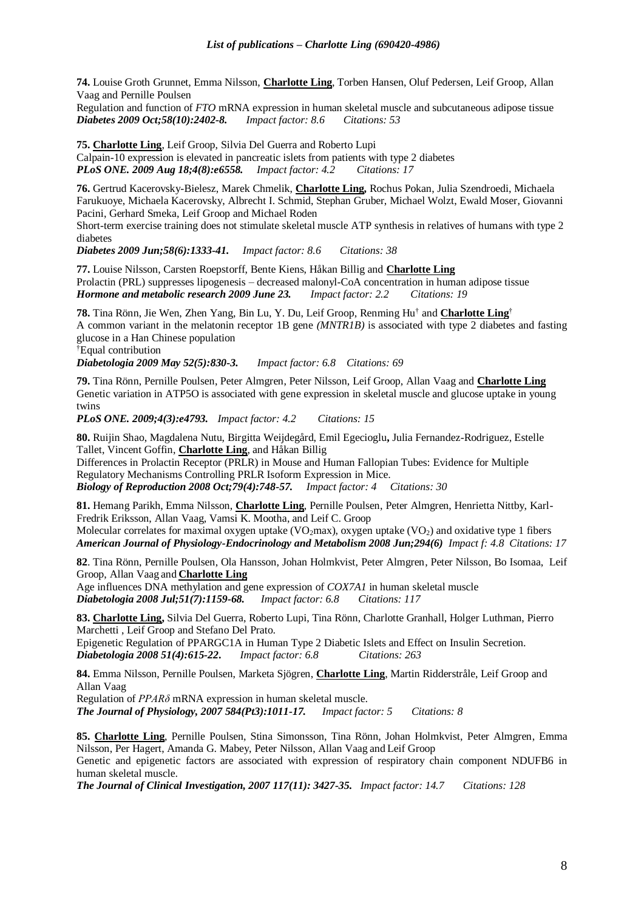**74.** Louise Groth Grunnet, Emma Nilsson, **Charlotte Ling**, Torben Hansen, Oluf Pedersen, Leif Groop, Allan Vaag and Pernille Poulsen
Regulation and function of *FTO* mRNA expression in human skeletal muscle and subcutaneous adipose tissue
***Diabetes 2009 Oct;58(10):2402-8.*** *Impact factor: 8.6* *Citations: 53*

**75. Charlotte Ling**, Leif Groop, Silvia Del Guerra and Roberto Lupi
Calpain-10 expression is elevated in pancreatic islets from patients with type 2 diabetes
***PLoS ONE. 2009 Aug 18;4(8):e6558.*** *Impact factor: 4.2* *Citations: 17*

**76.** Gertrud Kacerovsky-Bielesz, Marek Chmelik, **Charlotte Ling,** Rochus Pokan, Julia Szendroedi, Michaela Farukuoye, Michaela Kacerovsky, Albrecht I. Schmid, Stephan Gruber, Michael Wolzt, Ewald Moser, Giovanni Pacini, Gerhard Smeka, Leif Groop and Michael Roden
Short-term exercise training does not stimulate skeletal muscle ATP synthesis in relatives of humans with type 2 diabetes
***Diabetes 2009 Jun;58(6):1333-41.*** *Impact factor: 8.6* *Citations: 38*

**77.** Louise Nilsson, Carsten Roepstorff, Bente Kiens, Håkan Billig and **Charlotte Ling**
Prolactin (PRL) suppresses lipogenesis – decreased malonyl-CoA concentration in human adipose tissue
***Hormone and metabolic research 2009 June 23.*** *Impact factor: 2.2* *Citations: 19*

**78.** Tina Rönn, Jie Wen, Zhen Yang, Bin Lu, Y. Du, Leif Groop, Renming Hu[†] and **Charlotte Ling**[†]
A common variant in the melatonin receptor 1B gene *(MNTR1B)* is associated with type 2 diabetes and fasting glucose in a Han Chinese population
[†]Equal contribution
***Diabetologia 2009 May 52(5):830-3.*** *Impact factor: 6.8* *Citations: 69*

**79.** Tina Rönn, Pernille Poulsen, Peter Almgren, Peter Nilsson, Leif Groop, Allan Vaag and **Charlotte Ling**
Genetic variation in ATP5O is associated with gene expression in skeletal muscle and glucose uptake in young twins
***PLoS ONE. 2009;4(3):e4793.*** *Impact factor: 4.2* *Citations: 15*

**80.** Ruijin Shao, Magdalena Nutu, Birgitta Weijdegård, Emil Egecioglu**,** Julia Fernandez-Rodriguez, Estelle Tallet, Vincent Goffin, **Charlotte Ling**, and Håkan Billig
Differences in Prolactin Receptor (PRLR) in Mouse and Human Fallopian Tubes: Evidence for Multiple Regulatory Mechanisms Controlling PRLR Isoform Expression in Mice.
***Biology of Reproduction 2008 Oct;79(4):748-57.*** *Impact factor: 4* *Citations: 30*

**81.** Hemang Parikh, Emma Nilsson, **Charlotte Ling**, Pernille Poulsen, Peter Almgren, Henrietta Nittby, Karl-Fredrik Eriksson, Allan Vaag, Vamsi K. Mootha, and Leif C. Groop
Molecular correlates for maximal oxygen uptake ($VO_2$max), oxygen uptake ($VO_2$) and oxidative type 1 fibers
***American Journal of Physiology-Endocrinology and Metabolism 2008 Jun;294(6)*** *Impact f: 4.8* *Citations: 17*

**82**. Tina Rönn, Pernille Poulsen, Ola Hansson, Johan Holmkvist, Peter Almgren, Peter Nilsson, Bo Isomaa, Leif Groop, Allan Vaag and **Charlotte Ling**
Age influences DNA methylation and gene expression of *COX7A1* in human skeletal muscle
***Diabetologia 2008 Jul;51(7):1159-68.*** *Impact factor: 6.8* *Citations: 117*

**83. Charlotte Ling,** Silvia Del Guerra, Roberto Lupi, Tina Rönn, Charlotte Granhall, Holger Luthman, Pierro Marchetti , Leif Groop and Stefano Del Prato.
Epigenetic Regulation of PPARGC1A in Human Type 2 Diabetic Islets and Effect on Insulin Secretion.
***Diabetologia 2008 51(4):615-22.*** *Impact factor: 6.8* *Citations: 263*

**84.** Emma Nilsson, Pernille Poulsen, Marketa Sjögren, **Charlotte Ling**, Martin Ridderstråle, Leif Groop and Allan Vaag
Regulation of *PPARδ* mRNA expression in human skeletal muscle.
***The Journal of Physiology, 2007 584(Pt3):1011-17.*** *Impact factor: 5* *Citations: 8*

**85. Charlotte Ling**, Pernille Poulsen, Stina Simonsson, Tina Rönn, Johan Holmkvist, Peter Almgren, Emma Nilsson, Per Hagert, Amanda G. Mabey, Peter Nilsson, Allan Vaag and Leif Groop
Genetic and epigenetic factors are associated with expression of respiratory chain component NDUFB6 in human skeletal muscle.
***The Journal of Clinical Investigation, 2007 117(11): 3427-35.*** *Impact factor: 14.7* *Citations: 128*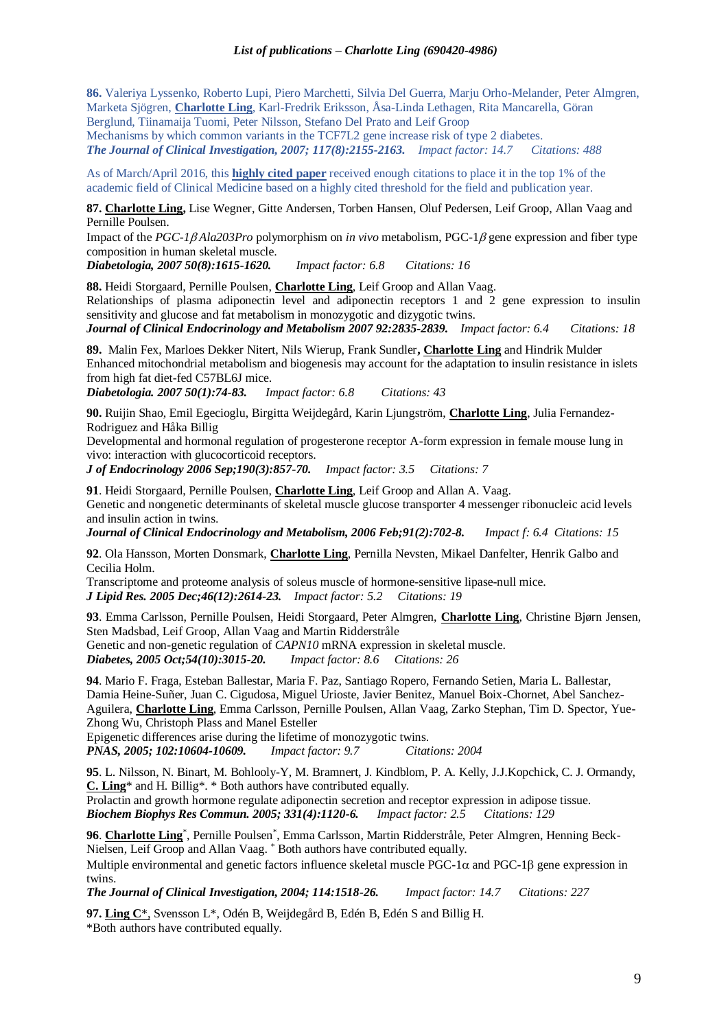**86.** Valeriya Lyssenko, Roberto Lupi, Piero Marchetti, Silvia Del Guerra, Marju Orho-Melander, Peter Almgren, Marketa Sjögren, **Charlotte Ling**, Karl-Fredrik Eriksson, Åsa-Linda Lethagen, Rita Mancarella, Göran Berglund, Tiinamaija Tuomi, Peter Nilsson, Stefano Del Prato and Leif Groop
Mechanisms by which common variants in the TCF7L2 gene increase risk of type 2 diabetes.
***The Journal of Clinical Investigation, 2007; 117(8):2155-2163.*** *Impact factor: 14.7* *Citations: 488*

As of March/April 2016, this **highly cited paper** received enough citations to place it in the top 1% of the academic field of Clinical Medicine based on a highly cited threshold for the field and publication year.

**87. Charlotte Ling,** Lise Wegner, Gitte Andersen, Torben Hansen, Oluf Pedersen, Leif Groop, Allan Vaag and Pernille Poulsen.
Impact of the *PGC-1β Ala203Pro* polymorphism on *in vivo* metabolism, PGC-1*β* gene expression and fiber type composition in human skeletal muscle.
***Diabetologia, 2007 50(8):1615-1620.*** *Impact factor: 6.8* *Citations: 16*

**88.** Heidi Storgaard, Pernille Poulsen, **Charlotte Ling**, Leif Groop and Allan Vaag.
Relationships of plasma adiponectin level and adiponectin receptors 1 and 2 gene expression to insulin sensitivity and glucose and fat metabolism in monozygotic and dizygotic twins.
***Journal of Clinical Endocrinology and Metabolism 2007 92:2835-2839.*** *Impact factor: 6.4* *Citations: 18*

**89.** Malin Fex, Marloes Dekker Nitert, Nils Wierup, Frank Sundler**, Charlotte Ling** and Hindrik Mulder
Enhanced mitochondrial metabolism and biogenesis may account for the adaptation to insulin resistance in islets from high fat diet-fed C57BL6J mice.
***Diabetologia. 2007 50(1):74-83.*** *Impact factor: 6.8* *Citations: 43*

**90.** Ruijin Shao, Emil Egecioglu, Birgitta Weijdegård, Karin Ljungström, **Charlotte Ling**, Julia Fernandez-Rodriguez and Håka Billig
Developmental and hormonal regulation of progesterone receptor A-form expression in female mouse lung in vivo: interaction with glucocorticoid receptors.
***J of Endocrinology 2006 Sep;190(3):857-70.*** *Impact factor: 3.5* *Citations: 7*

**91**. Heidi Storgaard, Pernille Poulsen, **Charlotte Ling**, Leif Groop and Allan A. Vaag.
Genetic and nongenetic determinants of skeletal muscle glucose transporter 4 messenger ribonucleic acid levels and insulin action in twins.
***Journal of Clinical Endocrinology and Metabolism, 2006 Feb;91(2):702-8.*** *Impact f: 6.4* *Citations: 15*

**92**. Ola Hansson, Morten Donsmark, **Charlotte Ling**, Pernilla Nevsten, Mikael Danfelter, Henrik Galbo and Cecilia Holm.
Transcriptome and proteome analysis of soleus muscle of hormone-sensitive lipase-null mice.
***J Lipid Res. 2005 Dec;46(12):2614-23.*** *Impact factor: 5.2* *Citations: 19*

**93**. Emma Carlsson, Pernille Poulsen, Heidi Storgaard, Peter Almgren, **Charlotte Ling**, Christine Bjørn Jensen, Sten Madsbad, Leif Groop, Allan Vaag and Martin Ridderstråle
Genetic and non-genetic regulation of *CAPN10* mRNA expression in skeletal muscle.
***Diabetes, 2005 Oct;54(10):3015-20.*** *Impact factor: 8.6* *Citations: 26*

**94**. Mario F. Fraga, Esteban Ballestar, Maria F. Paz, Santiago Ropero, Fernando Setien, Maria L. Ballestar, Damia Heine-Suñer, Juan C. Cigudosa, Miguel Urioste, Javier Benitez, Manuel Boix-Chornet, Abel Sanchez-Aguilera, **Charlotte Ling**, Emma Carlsson, Pernille Poulsen, Allan Vaag, Zarko Stephan, Tim D. Spector, Yue-Zhong Wu, Christoph Plass and Manel Esteller
Epigenetic differences arise during the lifetime of monozygotic twins.
***PNAS, 2005; 102:10604-10609.*** *Impact factor: 9.7* *Citations: 2004*

**95**. L. Nilsson, N. Binart, M. Bohlooly-Y, M. Bramnert, J. Kindblom, P. A. Kelly, J.J.Kopchick, C. J. Ormandy, **C. Ling*** and H. Billig*. * Both authors have contributed equally.
Prolactin and growth hormone regulate adiponectin secretion and receptor expression in adipose tissue.
***Biochem Biophys Res Commun. 2005; 331(4):1120-6.*** *Impact factor: 2.5* *Citations: 129*

**96**. **Charlotte Ling***, Pernille Poulsen*, Emma Carlsson, Martin Ridderstråle, Peter Almgren, Henning Beck-Nielsen, Leif Groop and Allan Vaag. * Both authors have contributed equally.
Multiple environmental and genetic factors influence skeletal muscle PGC-1α and PGC-1β gene expression in twins.
***The Journal of Clinical Investigation, 2004; 114:1518-26.*** *Impact factor: 14.7* *Citations: 227*

**97. Ling C***, Svensson L*, Odén B, Weijdegård B, Edén B, Edén S and Billig H.
*Both authors have contributed equally.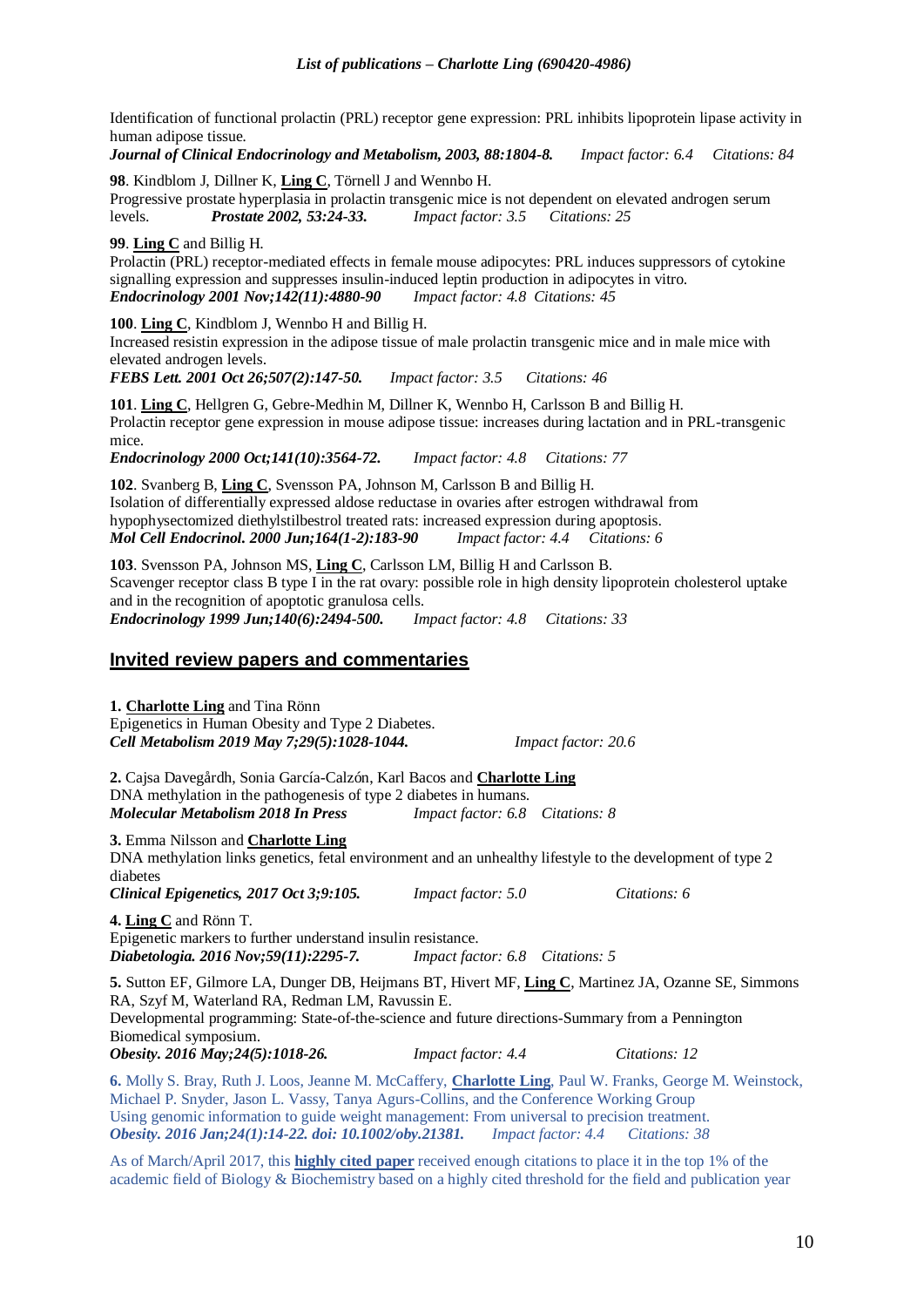Identification of functional prolactin (PRL) receptor gene expression: PRL inhibits lipoprotein lipase activity in human adipose tissue.
***Journal of Clinical Endocrinology and Metabolism, 2003, 88:1804-8.*** *Impact factor: 6.4* *Citations: 84*

**98**. Kindblom J, Dillner K, **Ling C**, Törnell J and Wennbo H.
Progressive prostate hyperplasia in prolactin transgenic mice is not dependent on elevated androgen serum levels. ***Prostate 2002, 53:24-33.*** *Impact factor: 3.5* *Citations: 25*

**99**. **Ling C** and Billig H.
Prolactin (PRL) receptor-mediated effects in female mouse adipocytes: PRL induces suppressors of cytokine signalling expression and suppresses insulin-induced leptin production in adipocytes in vitro.
***Endocrinology 2001 Nov;142(11):4880-90*** *Impact factor: 4.8* *Citations: 45*

**100**. **Ling C**, Kindblom J, Wennbo H and Billig H.
Increased resistin expression in the adipose tissue of male prolactin transgenic mice and in male mice with elevated androgen levels.
***FEBS Lett. 2001 Oct 26;507(2):147-50.*** *Impact factor: 3.5* *Citations: 46*

**101**. **Ling C**, Hellgren G, Gebre-Medhin M, Dillner K, Wennbo H, Carlsson B and Billig H.
Prolactin receptor gene expression in mouse adipose tissue: increases during lactation and in PRL-transgenic mice.
***Endocrinology 2000 Oct;141(10):3564-72.*** *Impact factor: 4.8* *Citations: 77*

**102**. Svanberg B, **Ling C**, Svensson PA, Johnson M, Carlsson B and Billig H.
Isolation of differentially expressed aldose reductase in ovaries after estrogen withdrawal from hypophysectomized diethylstilbestrol treated rats: increased expression during apoptosis.
***Mol Cell Endocrinol. 2000 Jun;164(1-2):183-90*** *Impact factor: 4.4* *Citations: 6*

**103**. Svensson PA, Johnson MS, **Ling C**, Carlsson LM, Billig H and Carlsson B.
Scavenger receptor class B type I in the rat ovary: possible role in high density lipoprotein cholesterol uptake and in the recognition of apoptotic granulosa cells.
***Endocrinology 1999 Jun;140(6):2494-500.*** *Impact factor: 4.8* *Citations: 33*

## Invited review papers and commentaries

**1.** **Charlotte Ling** and Tina Rönn
Epigenetics in Human Obesity and Type 2 Diabetes.
***Cell Metabolism 2019 May 7;29(5):1028-1044.*** *Impact factor: 20.6*

**2.** Cajsa Davegårdh, Sonia García-Calzón, Karl Bacos and **Charlotte Ling**
DNA methylation in the pathogenesis of type 2 diabetes in humans.
***Molecular Metabolism 2018 In Press*** *Impact factor: 6.8* *Citations: 8*

**3.** Emma Nilsson and **Charlotte Ling**
DNA methylation links genetics, fetal environment and an unhealthy lifestyle to the development of type 2 diabetes
***Clinical Epigenetics, 2017 Oct 3;9:105.*** *Impact factor: 5.0* *Citations: 6*

**4.** **Ling C** and Rönn T.
Epigenetic markers to further understand insulin resistance.
***Diabetologia. 2016 Nov;59(11):2295-7.*** *Impact factor: 6.8* *Citations: 5*

**5.** Sutton EF, Gilmore LA, Dunger DB, Heijmans BT, Hivert MF, **Ling C**, Martinez JA, Ozanne SE, Simmons RA, Szyf M, Waterland RA, Redman LM, Ravussin E.
Developmental programming: State-of-the-science and future directions-Summary from a Pennington Biomedical symposium.
***Obesity. 2016 May;24(5):1018-26.*** *Impact factor: 4.4* *Citations: 12*

**6.** Molly S. Bray, Ruth J. Loos, Jeanne M. McCaffery, **Charlotte Ling**, Paul W. Franks, George M. Weinstock, Michael P. Snyder, Jason L. Vassy, Tanya Agurs-Collins, and the Conference Working Group
Using genomic information to guide weight management: From universal to precision treatment.
***Obesity. 2016 Jan;24(1):14-22. doi: 10.1002/oby.21381.*** *Impact factor: 4.4* *Citations: 38*

As of March/April 2017, this **highly cited paper** received enough citations to place it in the top 1% of the academic field of Biology & Biochemistry based on a highly cited threshold for the field and publication year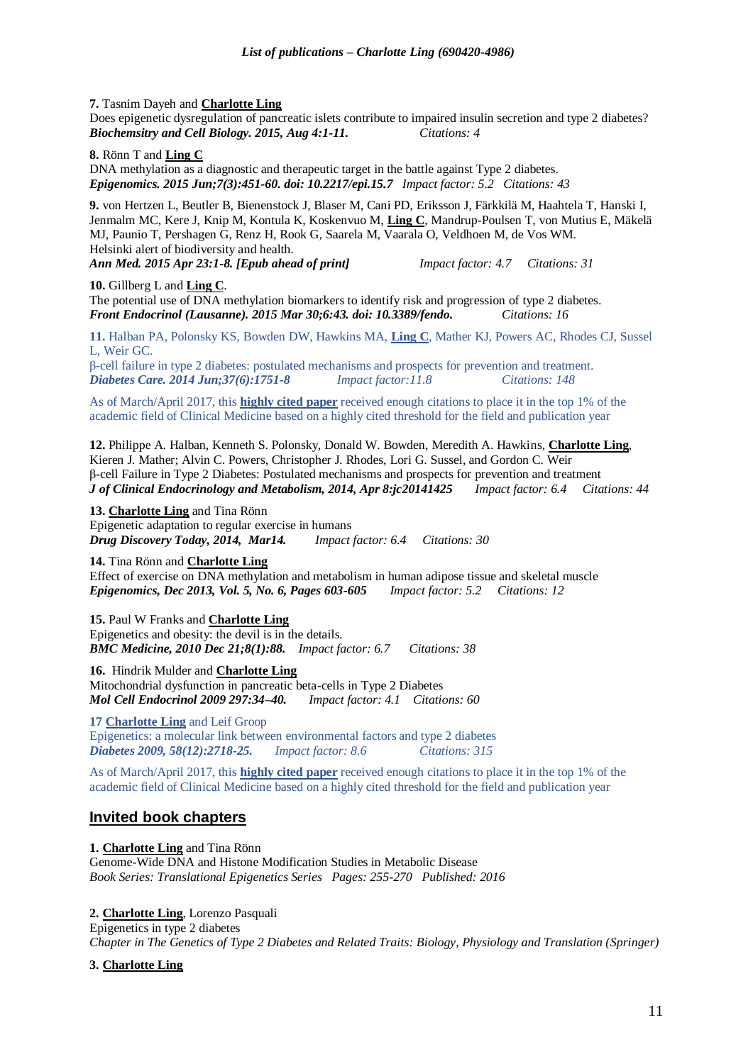**7.** Tasnim Dayeh and **Charlotte Ling**
Does epigenetic dysregulation of pancreatic islets contribute to impaired insulin secretion and type 2 diabetes?
***Biochemsitry and Cell Biology. 2015, Aug 4:1-11.*** *Citations: 4*

**8.** Rönn T and **Ling C**
DNA methylation as a diagnostic and therapeutic target in the battle against Type 2 diabetes.
***Epigenomics. 2015 Jun;7(3):451-60. doi: 10.2217/epi.15.7*** *Impact factor: 5.2 Citations: 43*

**9.** von Hertzen L, Beutler B, Bienenstock J, Blaser M, Cani PD, Eriksson J, Färkkilä M, Haahtela T, Hanski I, Jenmalm MC, Kere J, Knip M, Kontula K, Koskenvuo M, **Ling C**, Mandrup-Poulsen T, von Mutius E, Mäkelä MJ, Paunio T, Pershagen G, Renz H, Rook G, Saarela M, Vaarala O, Veldhoen M, de Vos WM.
Helsinki alert of biodiversity and health.
***Ann Med. 2015 Apr 23:1-8. [Epub ahead of print]*** *Impact factor: 4.7 Citations: 31*

**10.** Gillberg L and **Ling C**.
The potential use of DNA methylation biomarkers to identify risk and progression of type 2 diabetes.
***Front Endocrinol (Lausanne). 2015 Mar 30;6:43. doi: 10.3389/fendo.*** *Citations: 16*

**11.** Halban PA, Polonsky KS, Bowden DW, Hawkins MA, **Ling C**, Mather KJ, Powers AC, Rhodes CJ, Sussel L, Weir GC.
β-cell failure in type 2 diabetes: postulated mechanisms and prospects for prevention and treatment.
***Diabetes Care. 2014 Jun;37(6):1751-8*** *Impact factor:11.8 Citations: 148*

As of March/April 2017, this **highly cited paper** received enough citations to place it in the top 1% of the academic field of Clinical Medicine based on a highly cited threshold for the field and publication year

**12.** Philippe A. Halban, Kenneth S. Polonsky, Donald W. Bowden, Meredith A. Hawkins, **Charlotte Ling**, Kieren J. Mather; Alvin C. Powers, Christopher J. Rhodes, Lori G. Sussel, and Gordon C. Weir
β-cell Failure in Type 2 Diabetes: Postulated mechanisms and prospects for prevention and treatment
***J of Clinical Endocrinology and Metabolism, 2014, Apr 8:jc20141425*** *Impact factor: 6.4 Citations: 44*

**13.** **Charlotte Ling** and Tina Rönn
Epigenetic adaptation to regular exercise in humans
***Drug Discovery Today, 2014, Mar14.*** *Impact factor: 6.4 Citations: 30*

**14.** Tina Rönn and **Charlotte Ling**
Effect of exercise on DNA methylation and metabolism in human adipose tissue and skeletal muscle
***Epigenomics, Dec 2013, Vol. 5, No. 6, Pages 603-605*** *Impact factor: 5.2 Citations: 12*

**15.** Paul W Franks and **Charlotte Ling**
Epigenetics and obesity: the devil is in the details.
***BMC Medicine, 2010 Dec 21;8(1):88.*** *Impact factor: 6.7 Citations: 38*

**16.** Hindrik Mulder and **Charlotte Ling**
Mitochondrial dysfunction in pancreatic beta-cells in Type 2 Diabetes
***Mol Cell Endocrinol 2009 297:34–40.*** *Impact factor: 4.1 Citations: 60*

**17** **Charlotte Ling** and Leif Groop
Epigenetics: a molecular link between environmental factors and type 2 diabetes
***Diabetes 2009, 58(12):2718-25.*** *Impact factor: 8.6 Citations: 315*

As of March/April 2017, this **highly cited paper** received enough citations to place it in the top 1% of the academic field of Clinical Medicine based on a highly cited threshold for the field and publication year

## Invited book chapters

**1.** **Charlotte Ling** and Tina Rönn
Genome-Wide DNA and Histone Modification Studies in Metabolic Disease
*Book Series: Translational Epigenetics Series Pages: 255-270 Published: 2016*

**2.** **Charlotte Ling**, Lorenzo Pasquali
Epigenetics in type 2 diabetes
*Chapter in The Genetics of Type 2 Diabetes and Related Traits: Biology, Physiology and Translation (Springer)*

**3.** **Charlotte Ling**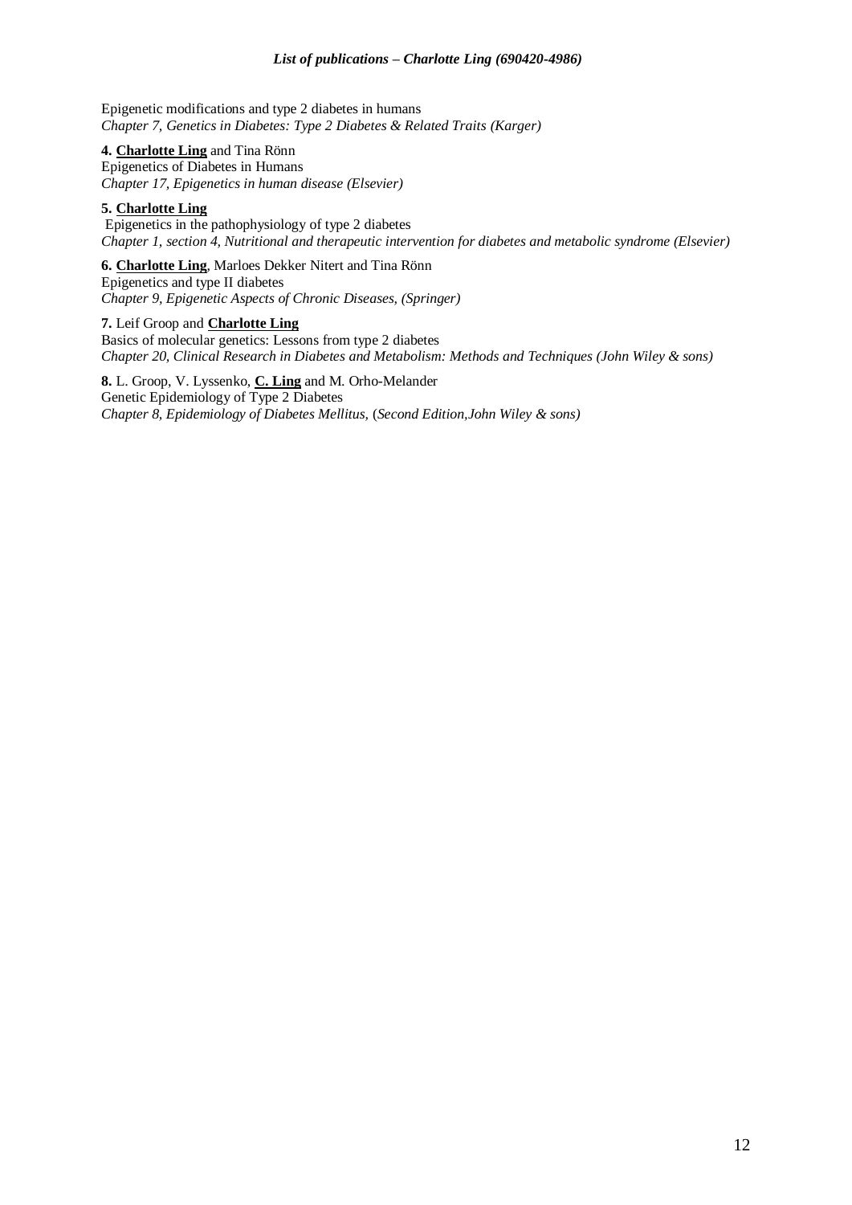Epigenetic modifications and type 2 diabetes in humans
*Chapter 7, Genetics in Diabetes: Type 2 Diabetes & Related Traits (Karger)*

**4. Charlotte Ling** and Tina Rönn
Epigenetics of Diabetes in Humans
*Chapter 17, Epigenetics in human disease (Elsevier)*

**5. Charlotte Ling**
Epigenetics in the pathophysiology of type 2 diabetes
*Chapter 1, section 4, Nutritional and therapeutic intervention for diabetes and metabolic syndrome (Elsevier)*

**6. Charlotte Ling**, Marloes Dekker Nitert and Tina Rönn
Epigenetics and type II diabetes
*Chapter 9, Epigenetic Aspects of Chronic Diseases, (Springer)*

**7.** Leif Groop and **Charlotte Ling**
Basics of molecular genetics: Lessons from type 2 diabetes
*Chapter 20, Clinical Research in Diabetes and Metabolism: Methods and Techniques (John Wiley & sons)*

**8.** L. Groop, V. Lyssenko, **C. Ling** and M. Orho-Melander
Genetic Epidemiology of Type 2 Diabetes
*Chapter 8, Epidemiology of Diabetes Mellitus,* (*Second Edition,John Wiley & sons)*